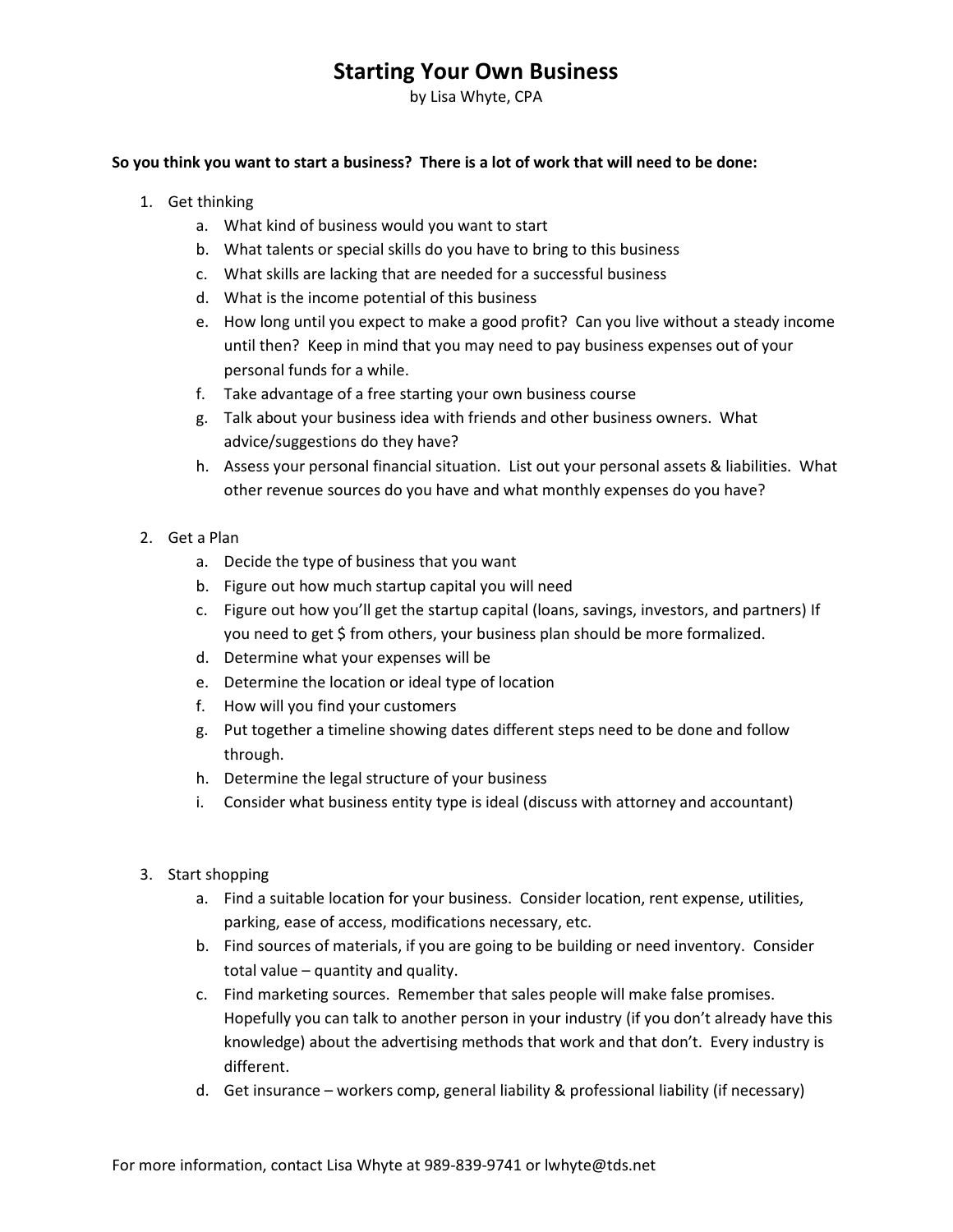# Starting Your Own Business

by Lisa Whyte, CPA

**So you think you want to start a business? There is a lot of work that will need to be done:**

1. Get thinking
   a. What kind of business would you want to start
   b. What talents or special skills do you have to bring to this business
   c. What skills are lacking that are needed for a successful business
   d. What is the income potential of this business
   e. How long until you expect to make a good profit? Can you live without a steady income until then? Keep in mind that you may need to pay business expenses out of your personal funds for a while.
   f. Take advantage of a free starting your own business course
   g. Talk about your business idea with friends and other business owners. What advice/suggestions do they have?
   h. Assess your personal financial situation. List out your personal assets & liabilities. What other revenue sources do you have and what monthly expenses do you have?

2. Get a Plan
   a. Decide the type of business that you want
   b. Figure out how much startup capital you will need
   c. Figure out how you'll get the startup capital (loans, savings, investors, and partners) If you need to get $ from others, your business plan should be more formalized.
   d. Determine what your expenses will be
   e. Determine the location or ideal type of location
   f. How will you find your customers
   g. Put together a timeline showing dates different steps need to be done and follow through.
   h. Determine the legal structure of your business
   i. Consider what business entity type is ideal (discuss with attorney and accountant)

3. Start shopping
   a. Find a suitable location for your business. Consider location, rent expense, utilities, parking, ease of access, modifications necessary, etc.
   b. Find sources of materials, if you are going to be building or need inventory. Consider total value – quantity and quality.
   c. Find marketing sources. Remember that sales people will make false promises. Hopefully you can talk to another person in your industry (if you don't already have this knowledge) about the advertising methods that work and that don't. Every industry is different.
   d. Get insurance – workers comp, general liability & professional liability (if necessary)

For more information, contact Lisa Whyte at 989-839-9741 or lwhyte@tds.net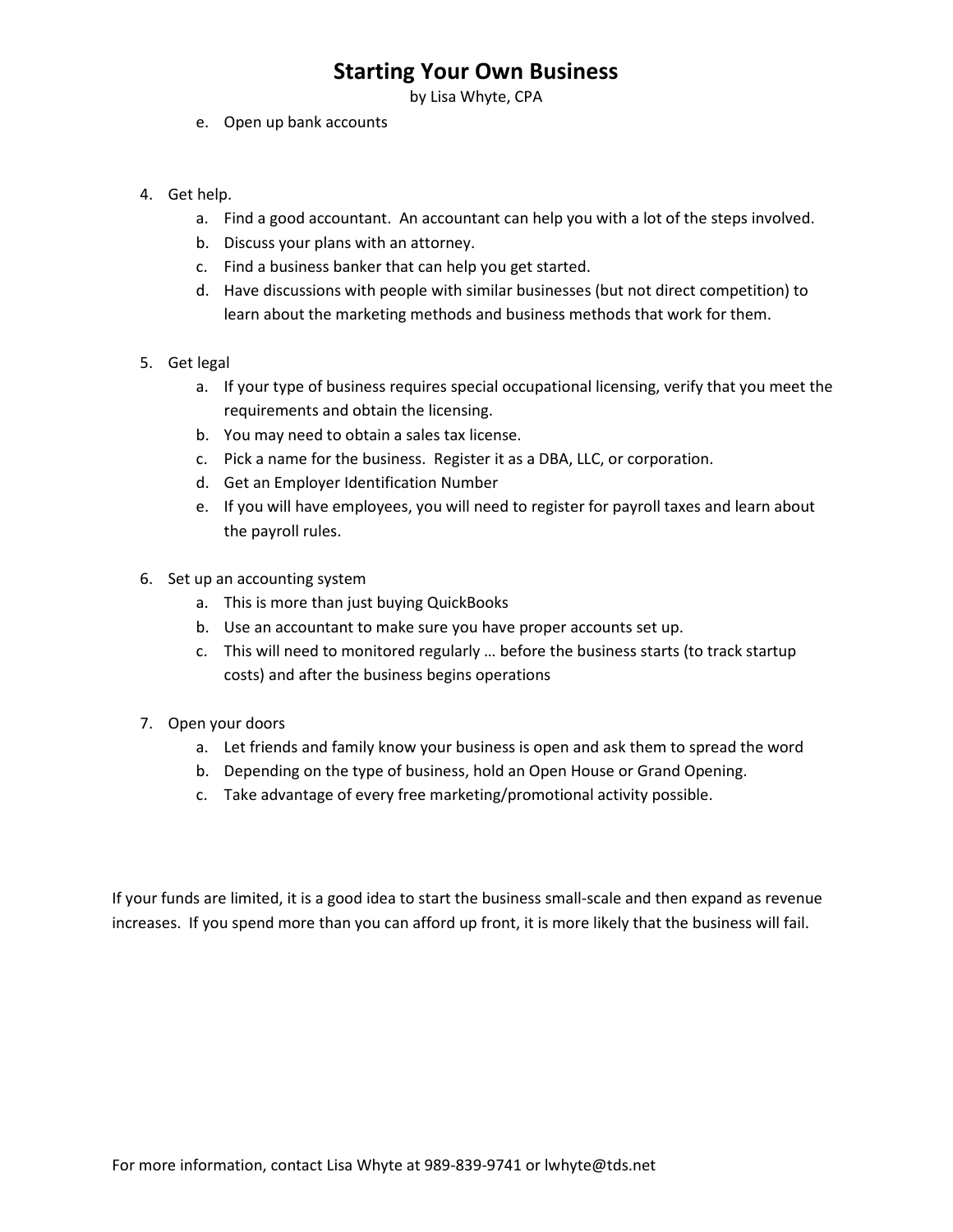e. Open up bank accounts

4. Get help.
   a. Find a good accountant. An accountant can help you with a lot of the steps involved.
   b. Discuss your plans with an attorney.
   c. Find a business banker that can help you get started.
   d. Have discussions with people with similar businesses (but not direct competition) to learn about the marketing methods and business methods that work for them.

5. Get legal
   a. If your type of business requires special occupational licensing, verify that you meet the requirements and obtain the licensing.
   b. You may need to obtain a sales tax license.
   c. Pick a name for the business. Register it as a DBA, LLC, or corporation.
   d. Get an Employer Identification Number
   e. If you will have employees, you will need to register for payroll taxes and learn about the payroll rules.

6. Set up an accounting system
   a. This is more than just buying QuickBooks
   b. Use an accountant to make sure you have proper accounts set up.
   c. This will need to monitored regularly … before the business starts (to track startup costs) and after the business begins operations

7. Open your doors
   a. Let friends and family know your business is open and ask them to spread the word
   b. Depending on the type of business, hold an Open House or Grand Opening.
   c. Take advantage of every free marketing/promotional activity possible.

If your funds are limited, it is a good idea to start the business small-scale and then expand as revenue increases. If you spend more than you can afford up front, it is more likely that the business will fail.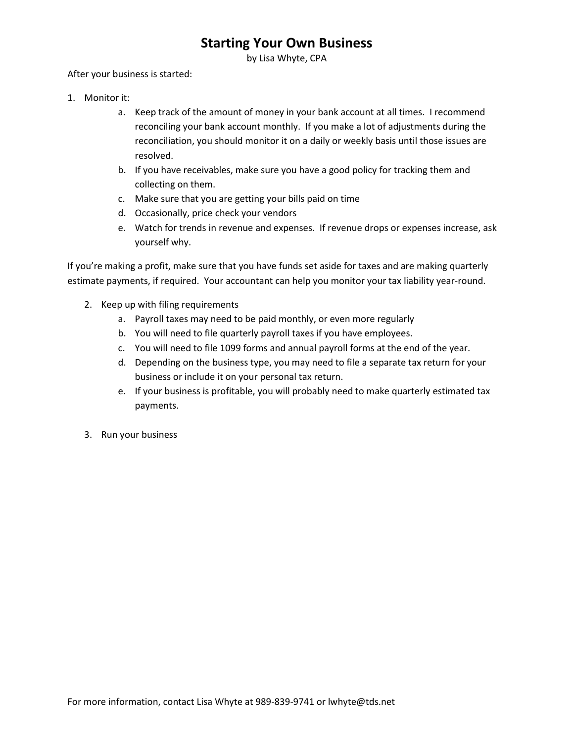# Starting Your Own Business

by Lisa Whyte, CPA

After your business is started:

1. Monitor it:
   a. Keep track of the amount of money in your bank account at all times. I recommend reconciling your bank account monthly. If you make a lot of adjustments during the reconciliation, you should monitor it on a daily or weekly basis until those issues are resolved.
   b. If you have receivables, make sure you have a good policy for tracking them and collecting on them.
   c. Make sure that you are getting your bills paid on time
   d. Occasionally, price check your vendors
   e. Watch for trends in revenue and expenses. If revenue drops or expenses increase, ask yourself why.

If you're making a profit, make sure that you have funds set aside for taxes and are making quarterly estimate payments, if required. Your accountant can help you monitor your tax liability year-round.

2. Keep up with filing requirements
   a. Payroll taxes may need to be paid monthly, or even more regularly
   b. You will need to file quarterly payroll taxes if you have employees.
   c. You will need to file 1099 forms and annual payroll forms at the end of the year.
   d. Depending on the business type, you may need to file a separate tax return for your business or include it on your personal tax return.
   e. If your business is profitable, you will probably need to make quarterly estimated tax payments.

3. Run your business

For more information, contact Lisa Whyte at 989-839-9741 or lwhyte@tds.net